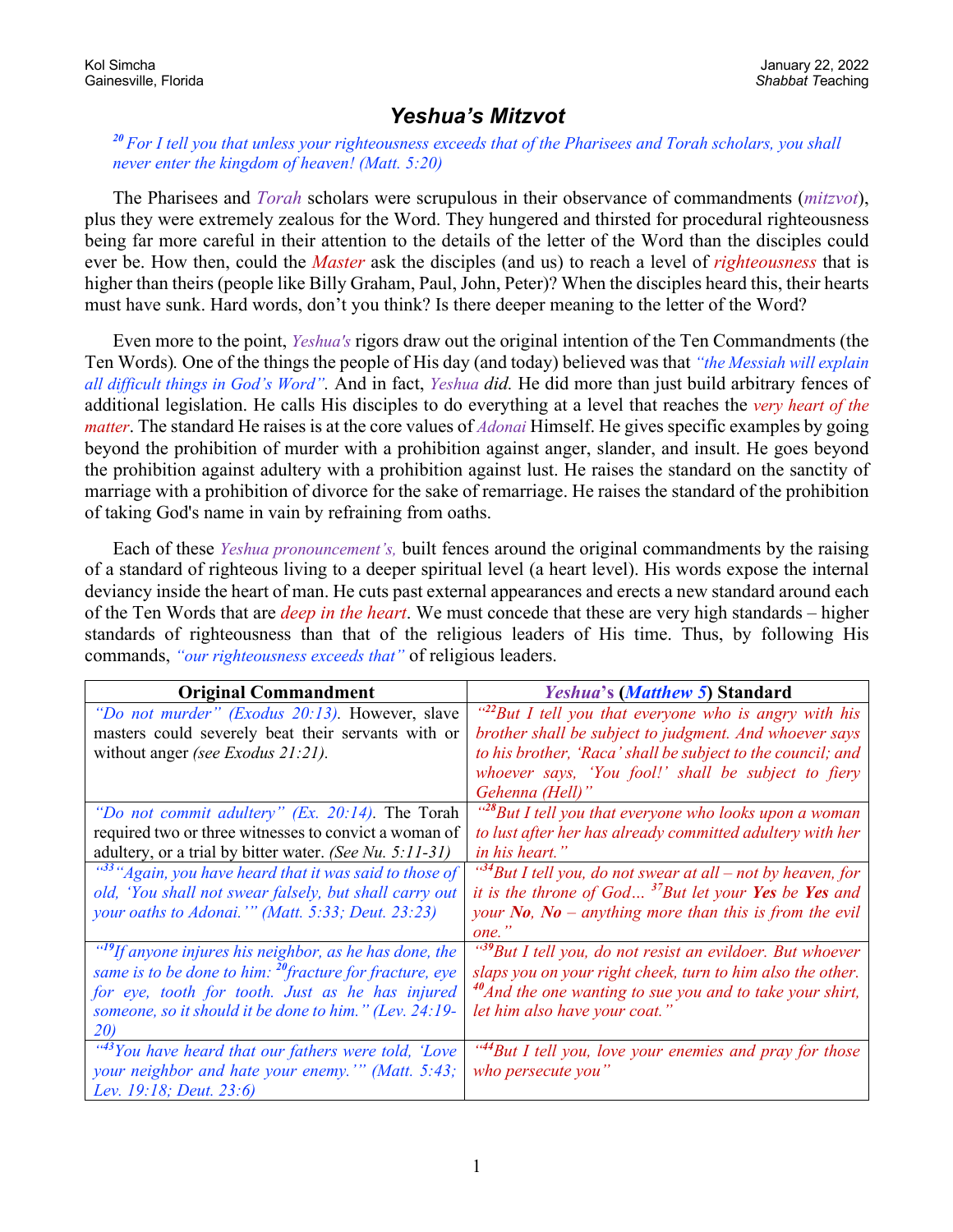Kol Simcha
Gainesville, Florida

January 22, 2022
*Shabbat* Teaching

# *Yeshua's Mitzvot*

*[20] For I tell you that unless your righteousness exceeds that of the Pharisees and Torah scholars, you shall never enter the kingdom of heaven! (Matt. 5:20)*

The Pharisees and *Torah* scholars were scrupulous in their observance of commandments (*mitzvot*), plus they were extremely zealous for the Word. They hungered and thirsted for procedural righteousness being far more careful in their attention to the details of the letter of the Word than the disciples could ever be. How then, could the *Master* ask the disciples (and us) to reach a level of *righteousness* that is higher than theirs (people like Billy Graham, Paul, John, Peter)? When the disciples heard this, their hearts must have sunk. Hard words, don't you think? Is there deeper meaning to the letter of the Word?

Even more to the point, *Yeshua's* rigors draw out the original intention of the Ten Commandments (the Ten Words). One of the things the people of His day (and today) believed was that *"the Messiah will explain all difficult things in God's Word"*. And in fact, *Yeshua did.* He did more than just build arbitrary fences of additional legislation. He calls His disciples to do everything at a level that reaches the *very heart of the matter*. The standard He raises is at the core values of *Adonai* Himself. He gives specific examples by going beyond the prohibition of murder with a prohibition against anger, slander, and insult. He goes beyond the prohibition against adultery with a prohibition against lust. He raises the standard on the sanctity of marriage with a prohibition of divorce for the sake of remarriage. He raises the standard of the prohibition of taking God's name in vain by refraining from oaths.

Each of these *Yeshua pronouncement's,* built fences around the original commandments by the raising of a standard of righteous living to a deeper spiritual level (a heart level). His words expose the internal deviancy inside the heart of man. He cuts past external appearances and erects a new standard around each of the Ten Words that are *deep in the heart*. We must concede that these are very high standards – higher standards of righteousness than that of the religious leaders of His time. Thus, by following His commands, *"our righteousness exceeds that"* of religious leaders.

| Original Commandment | ***Yeshua*'s (*Matthew 5*) Standard** |
|---|---|
| *"Do not murder" (Exodus 20:13)*. However, slave masters could severely beat their servants with or without anger *(see Exodus 21:21).* | *"[22]But I tell you that everyone who is angry with his brother shall be subject to judgment. And whoever says to his brother, 'Raca' shall be subject to the council; and whoever says, 'You fool!' shall be subject to fiery Gehenna (Hell)"* |
| *"Do not commit adultery" (Ex. 20:14)*. The Torah required two or three witnesses to convict a woman of adultery, or a trial by bitter water. *(See Nu. 5:11-31)* | *"[28]But I tell you that everyone who looks upon a woman to lust after her has already committed adultery with her in his heart."* |
| *"[33]"Again, you have heard that it was said to those of old, 'You shall not swear falsely, but shall carry out your oaths to Adonai.'" (Matt. 5:33; Deut. 23:23)* | *"[34]But I tell you, do not swear at all – not by heaven, for it is the throne of God… [37]But let your **Yes** be **Yes** and your **No**, **No** – anything more than this is from the evil one."* |
| *"[19]If anyone injures his neighbor, as he has done, the same is to be done to him: [20]fracture for fracture, eye for eye, tooth for tooth. Just as he has injured someone, so it should it be done to him." (Lev. 24:19-20)* | *"[39]But I tell you, do not resist an evildoer. But whoever slaps you on your right cheek, turn to him also the other. [40]And the one wanting to sue you and to take your shirt, let him also have your coat."* |
| *"[43]You have heard that our fathers were told, 'Love your neighbor and hate your enemy.'" (Matt. 5:43; Lev. 19:18; Deut. 23:6)* | *"[44]But I tell you, love your enemies and pray for those who persecute you"* |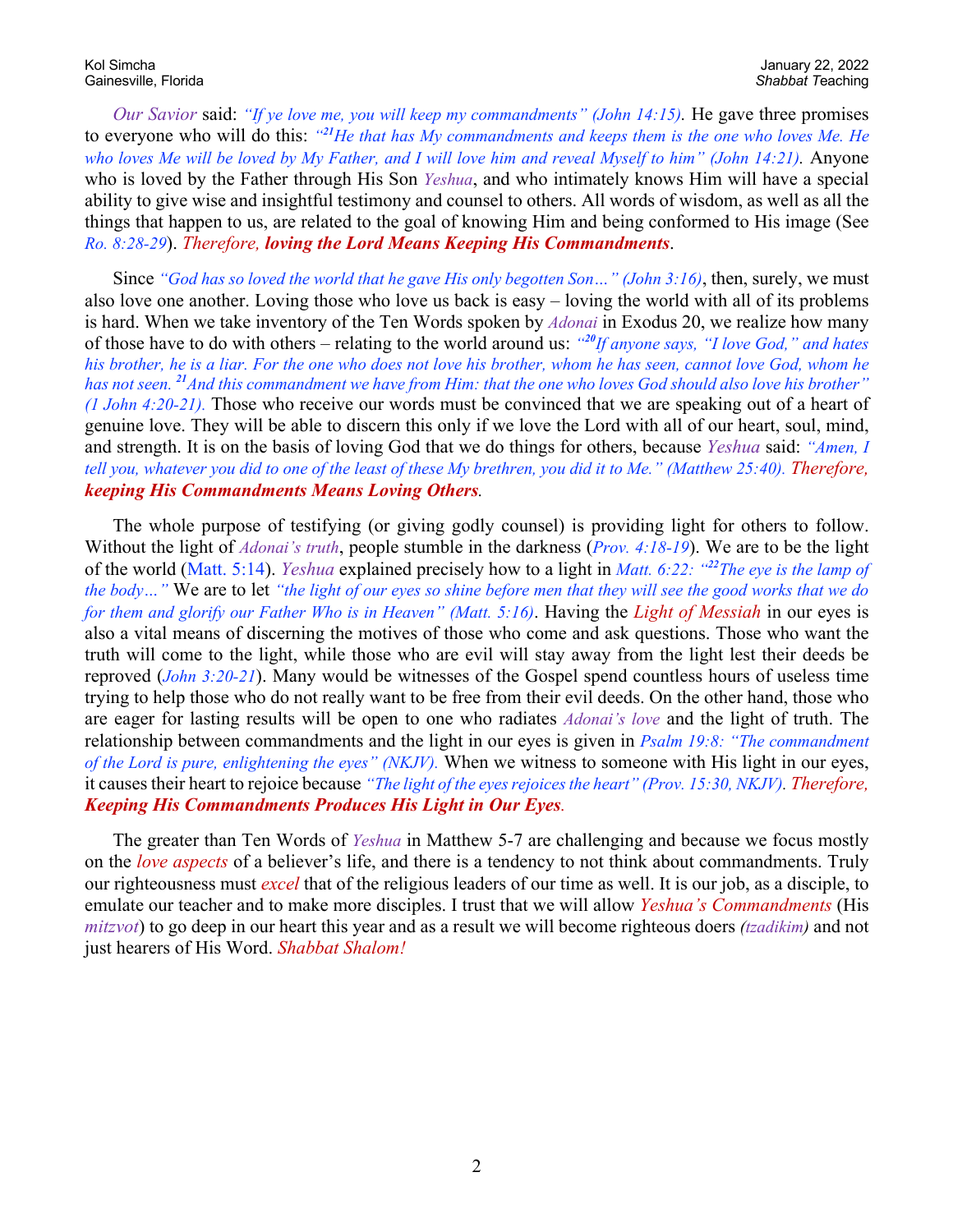*Our Savior* said: *"If ye love me, you will keep my commandments" (John 14:15).* He gave three promises to everyone who will do this: *"[21]He that has My commandments and keeps them is the one who loves Me. He who loves Me will be loved by My Father, and I will love him and reveal Myself to him" (John 14:21).* Anyone who is loved by the Father through His Son *Yeshua*, and who intimately knows Him will have a special ability to give wise and insightful testimony and counsel to others. All words of wisdom, as well as all the things that happen to us, are related to the goal of knowing Him and being conformed to His image (See *Ro. 8:28-29*). *Therefore,* ***loving the Lord Means Keeping His Commandments***.

Since *"God has so loved the world that he gave His only begotten Son…" (John 3:16)*, then, surely, we must also love one another. Loving those who love us back is easy – loving the world with all of its problems is hard. When we take inventory of the Ten Words spoken by *Adonai* in Exodus 20, we realize how many of those have to do with others – relating to the world around us: *"[20]If anyone says, "I love God," and hates his brother, he is a liar. For the one who does not love his brother, whom he has seen, cannot love God, whom he has not seen. [21]And this commandment we have from Him: that the one who loves God should also love his brother" (1 John 4:20-21).* Those who receive our words must be convinced that we are speaking out of a heart of genuine love. They will be able to discern this only if we love the Lord with all of our heart, soul, mind, and strength. It is on the basis of loving God that we do things for others, because *Yeshua* said: *"Amen, I tell you, whatever you did to one of the least of these My brethren, you did it to Me." (Matthew 25:40). Therefore,* ***keeping His Commandments Means Loving Others***.

The whole purpose of testifying (or giving godly counsel) is providing light for others to follow. Without the light of *Adonai's truth*, people stumble in the darkness (*Prov. 4:18-19*). We are to be the light of the world (Matt. 5:14). *Yeshua* explained precisely how to a light in *Matt. 6:22: "[22]The eye is the lamp of the body…"* We are to let *"the light of our eyes so shine before men that they will see the good works that we do for them and glorify our Father Who is in Heaven" (Matt. 5:16)*. Having the *Light of Messiah* in our eyes is also a vital means of discerning the motives of those who come and ask questions. Those who want the truth will come to the light, while those who are evil will stay away from the light lest their deeds be reproved (*John 3:20-21*). Many would be witnesses of the Gospel spend countless hours of useless time trying to help those who do not really want to be free from their evil deeds. On the other hand, those who are eager for lasting results will be open to one who radiates *Adonai's love* and the light of truth. The relationship between commandments and the light in our eyes is given in *Psalm 19:8: "The commandment of the Lord is pure, enlightening the eyes" (NKJV).* When we witness to someone with His light in our eyes, it causes their heart to rejoice because *"The light of the eyes rejoices the heart" (Prov. 15:30, NKJV). Therefore,* ***Keeping His Commandments Produces His Light in Our Eyes***.

The greater than Ten Words of *Yeshua* in Matthew 5-7 are challenging and because we focus mostly on the *love aspects* of a believer's life, and there is a tendency to not think about commandments. Truly our righteousness must *excel* that of the religious leaders of our time as well. It is our job, as a disciple, to emulate our teacher and to make more disciples. I trust that we will allow *Yeshua's Commandments* (His *mitzvot*) to go deep in our heart this year and as a result we will become righteous doers *(tzadikim)* and not just hearers of His Word. *Shabbat Shalom!*